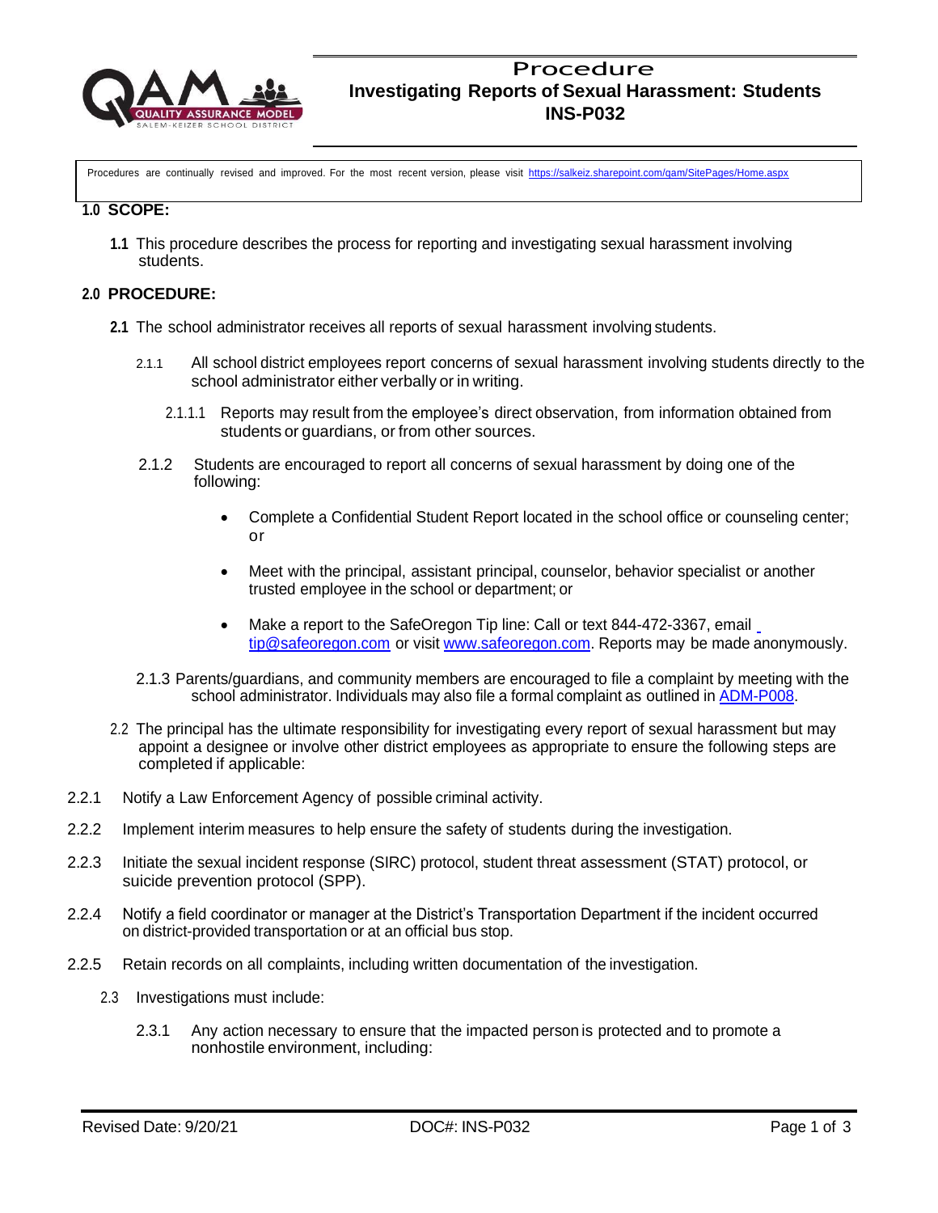# Procedure
## Investigating Reports of Sexual Harassment: Students
## INS-P032

Procedures are continually revised and improved. For the most recent version, please visit https://salkeiz.sharepoint.com/qam/SitePages/Home.aspx

**1.0 SCOPE:**

**1.1** This procedure describes the process for reporting and investigating sexual harassment involving students.

**2.0 PROCEDURE:**

**2.1** The school administrator receives all reports of sexual harassment involving students.

2.1.1 All school district employees report concerns of sexual harassment involving students directly to the school administrator either verbally or in writing.

2.1.1.1 Reports may result from the employee's direct observation, from information obtained from students or guardians, or from other sources.

2.1.2 Students are encouraged to report all concerns of sexual harassment by doing one of the following:

- Complete a Confidential Student Report located in the school office or counseling center; or
- Meet with the principal, assistant principal, counselor, behavior specialist or another trusted employee in the school or department; or
- Make a report to the SafeOregon Tip line: Call or text 844-472-3367, email tip@safeoregon.com or visit www.safeoregon.com. Reports may be made anonymously.

2.1.3 Parents/guardians, and community members are encouraged to file a complaint by meeting with the school administrator. Individuals may also file a formal complaint as outlined in ADM-P008.

2.2 The principal has the ultimate responsibility for investigating every report of sexual harassment but may appoint a designee or involve other district employees as appropriate to ensure the following steps are completed if applicable:

2.2.1 Notify a Law Enforcement Agency of possible criminal activity.

2.2.2 Implement interim measures to help ensure the safety of students during the investigation.

2.2.3 Initiate the sexual incident response (SIRC) protocol, student threat assessment (STAT) protocol, or suicide prevention protocol (SPP).

2.2.4 Notify a field coordinator or manager at the District's Transportation Department if the incident occurred on district-provided transportation or at an official bus stop.

2.2.5 Retain records on all complaints, including written documentation of the investigation.

2.3 Investigations must include:

2.3.1 Any action necessary to ensure that the impacted person is protected and to promote a nonhostile environment, including: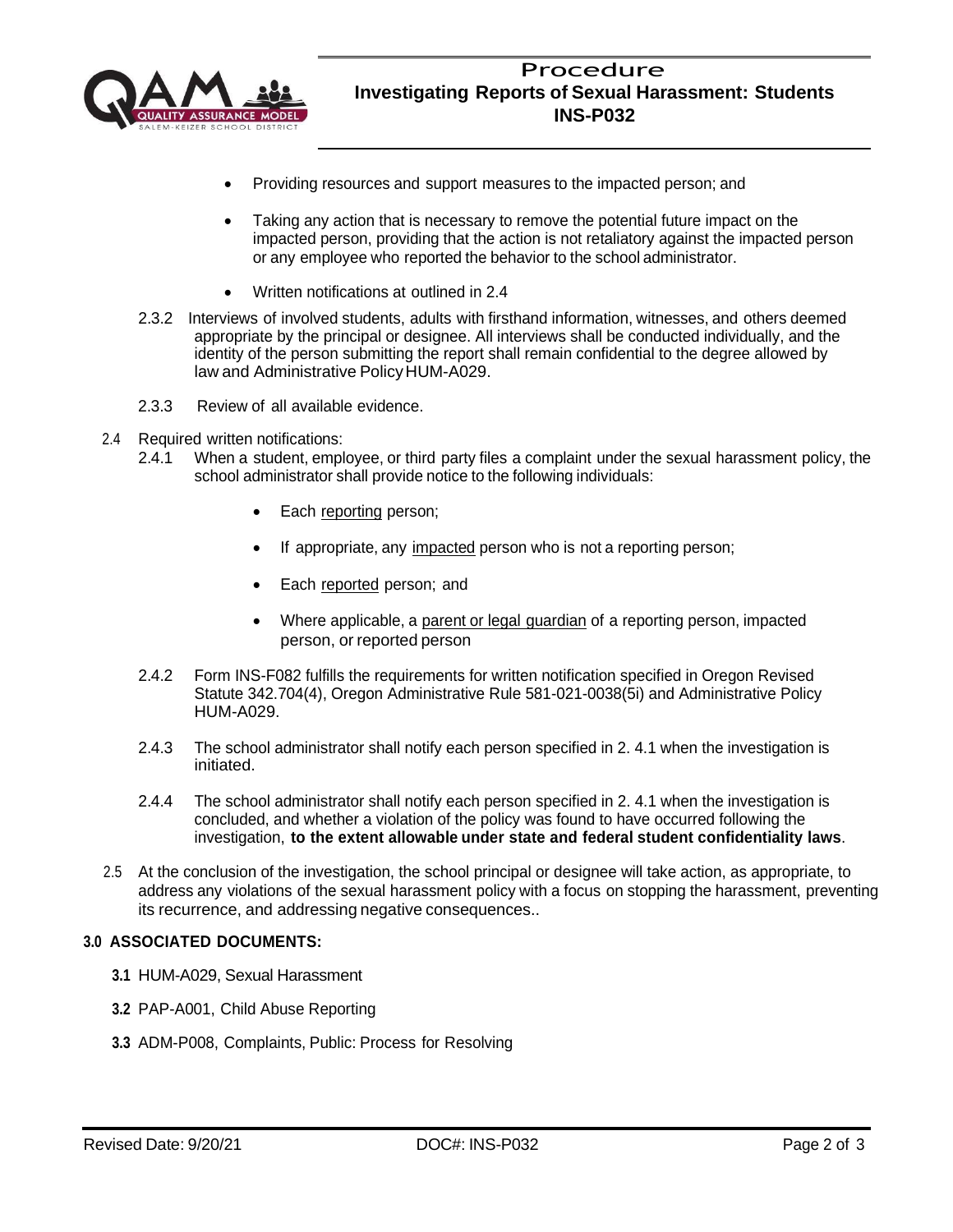- Providing resources and support measures to the impacted person; and
- Taking any action that is necessary to remove the potential future impact on the impacted person, providing that the action is not retaliatory against the impacted person or any employee who reported the behavior to the school administrator.
- Written notifications at outlined in 2.4

2.3.2 Interviews of involved students, adults with firsthand information, witnesses, and others deemed appropriate by the principal or designee. All interviews shall be conducted individually, and the identity of the person submitting the report shall remain confidential to the degree allowed by law and Administrative Policy HUM-A029.

2.3.3 Review of all available evidence.

2.4 Required written notifications:

2.4.1 When a student, employee, or third party files a complaint under the sexual harassment policy, the school administrator shall provide notice to the following individuals:

- Each reporting person;
- If appropriate, any impacted person who is not a reporting person;
- Each reported person; and
- Where applicable, a parent or legal guardian of a reporting person, impacted person, or reported person

2.4.2 Form INS-F082 fulfills the requirements for written notification specified in Oregon Revised Statute 342.704(4), Oregon Administrative Rule 581-021-0038(5i) and Administrative Policy HUM-A029.

2.4.3 The school administrator shall notify each person specified in 2. 4.1 when the investigation is initiated.

2.4.4 The school administrator shall notify each person specified in 2. 4.1 when the investigation is concluded, and whether a violation of the policy was found to have occurred following the investigation, **to the extent allowable under state and federal student confidentiality laws**.

2.5 At the conclusion of the investigation, the school principal or designee will take action, as appropriate, to address any violations of the sexual harassment policy with a focus on stopping the harassment, preventing its recurrence, and addressing negative consequences..

## 3.0 ASSOCIATED DOCUMENTS:

**3.1** HUM-A029, Sexual Harassment

**3.2** PAP-A001, Child Abuse Reporting

**3.3** ADM-P008, Complaints, Public: Process for Resolving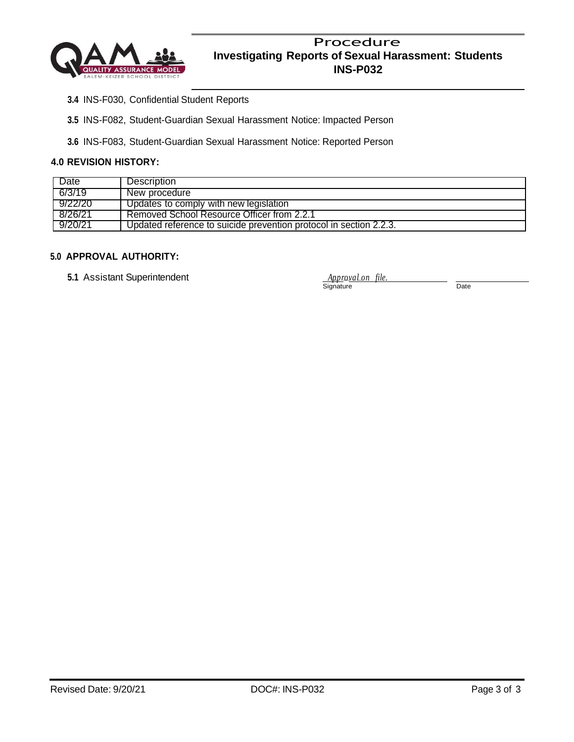**3.4** INS-F030, Confidential Student Reports

**3.5** INS-F082, Student-Guardian Sexual Harassment Notice: Impacted Person

**3.6** INS-F083, Student-Guardian Sexual Harassment Notice: Reported Person

### 4.0 REVISION HISTORY:

| Date | Description |
| --- | --- |
| 6/3/19 | New procedure |
| 9/22/20 | Updates to comply with new legislation |
| 8/26/21 | Removed School Resource Officer from 2.2.1 |
| 9/20/21 | Updated reference to suicide prevention protocol in section 2.2.3. |

### 5.0 APPROVAL AUTHORITY:

**5.1** Assistant Superintendent

*Approval on file.*
Signature

Date